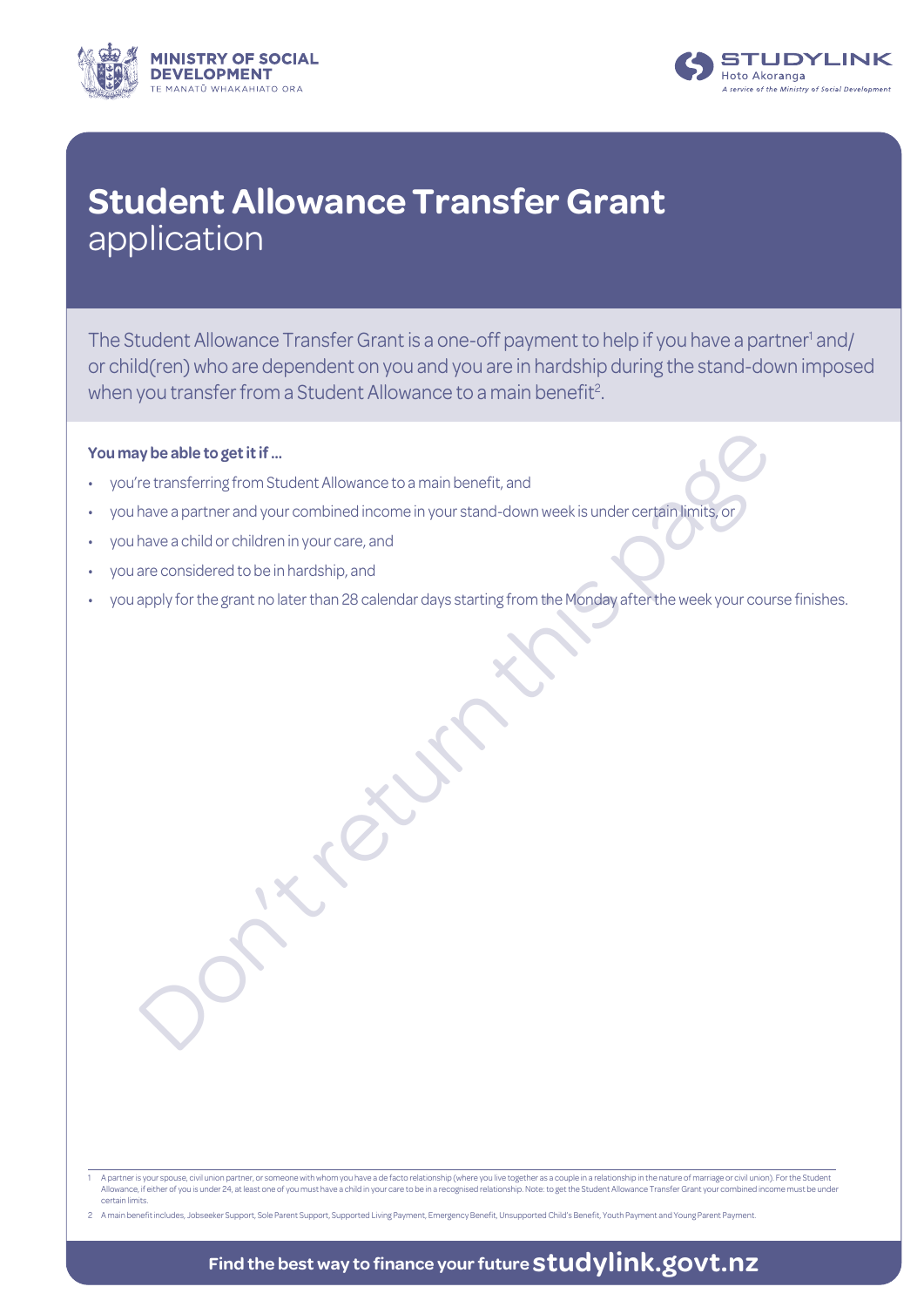MINISTRY OF SOCIAL DEVELOPMENT
TE MANATŪ WHAKAHIATO ORA

STUDYLINK
Hoto Akoranga
*A service of the Ministry of Social Development*

# Student Allowance Transfer Grant application

The Student Allowance Transfer Grant is a one-off payment to help if you have a partner[1] and/or child(ren) who are dependent on you and you are in hardship during the stand-down imposed when you transfer from a Student Allowance to a main benefit[2].

**You may be able to get it if …**

- you're transferring from Student Allowance to a main benefit, and
- you have a partner and your combined income in your stand-down week is under certain limits, or
- you have a child or children in your care, and
- you are considered to be in hardship, and
- you apply for the grant no later than 28 calendar days starting from the Monday after the week your course finishes.

Don't return this page

1 A partner is your spouse, civil union partner, or someone with whom you have a de facto relationship (where you live together as a couple in a relationship in the nature of marriage or civil union). For the Student Allowance, if either of you is under 24, at least one of you must have a child in your care to be in a recognised relationship. Note: to get the Student Allowance Transfer Grant your combined income must be under certain limits.

2 A main benefit includes, Jobseeker Support, Sole Parent Support, Supported Living Payment, Emergency Benefit, Unsupported Child's Benefit, Youth Payment and Young Parent Payment.

**Find the best way to finance your future studylink.govt.nz**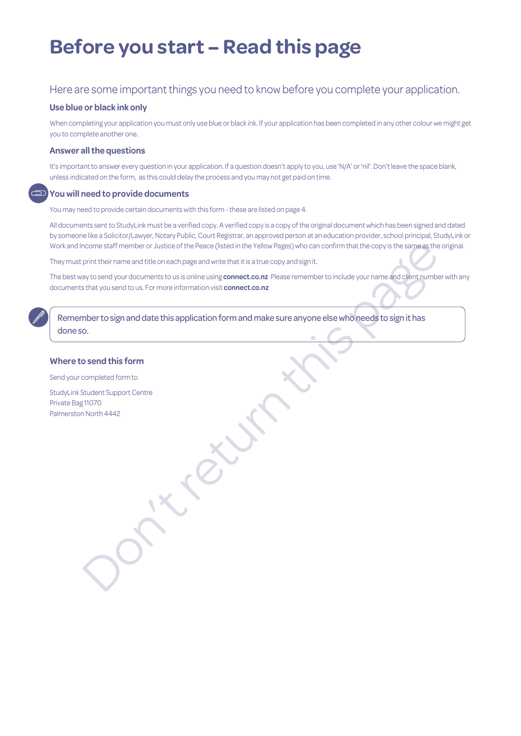# Before you start – Read this page

Here are some important things you need to know before you complete your application.

### Use blue or black ink only

When completing your application you must only use blue or black ink. If your application has been completed in any other colour we might get you to complete another one.

### Answer all the questions

It's important to answer every question in your application. If a question doesn't apply to you, use 'N/A' or 'nil'. Don't leave the space blank, unless indicated on the form, as this could delay the process and you may not get paid on time.

### You will need to provide documents

You may need to provide certain documents with this form - these are listed on page 4.

All documents sent to StudyLink must be a verified copy. A verified copy is a copy of the original document which has been signed and dated by someone like a Solicitor/Lawyer, Notary Public, Court Registrar, an approved person at an education provider, school principal, StudyLink or Work and Income staff member or Justice of the Peace (listed in the Yellow Pages) who can confirm that the copy is the same as the original.

They must print their name and title on each page and write that it is a true copy and sign it.

The best way to send your documents to us is online using **connect.co.nz** Please remember to include your name and client number with any documents that you send to us. For more information visit **connect.co.nz**

> Remember to sign and date this application form and make sure anyone else who needs to sign it has done so.

### Where to send this form

Send your completed form to

StudyLink Student Support Centre
Private Bag 11070
Palmerston North 4442

Don't return this page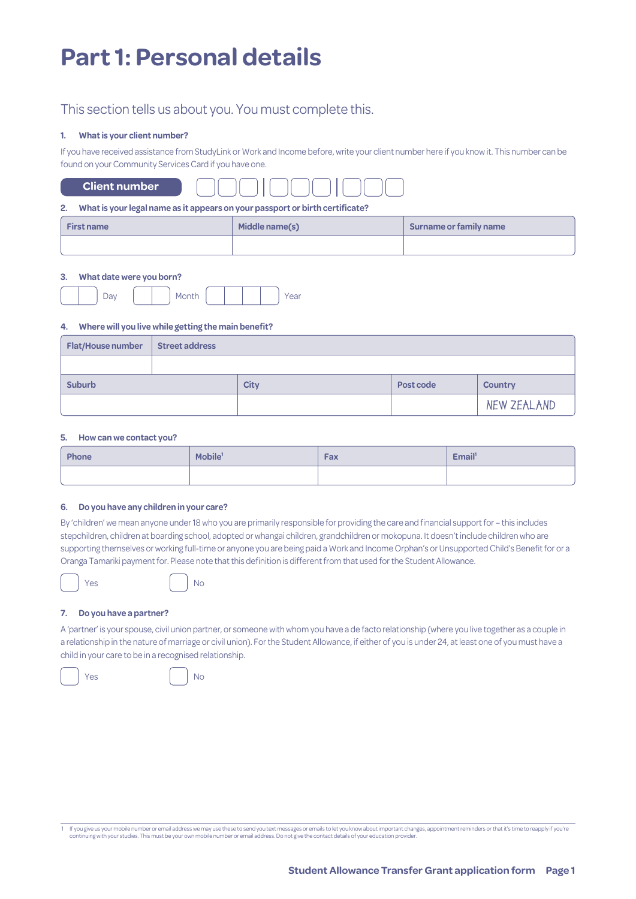# Part 1: Personal details

This section tells us about you. You must complete this.

**1. What is your client number?**

If you have received assistance from StudyLink or Work and Income before, write your client number here if you know it. This number can be found on your Community Services Card if you have one.

**Client number** ☐☐☐ | ☐☐☐ | ☐☐☐

**2. What is your legal name as it appears on your passport or birth certificate?**

| First name | Middle name(s) | Surname or family name |
|---|---|---|
| | | |

**3. What date were you born?**

☐☐ Day ☐☐ Month ☐☐☐☐ Year

**4. Where will you live while getting the main benefit?**

| Flat/House number | Street address | | |
|---|---|---|---|
| | | | |
| **Suburb** | **City** | **Post code** | **Country** |
| | | | NEW ZEALAND |

**5. How can we contact you?**

| Phone | Mobile[1] | Fax | Email[1] |
|---|---|---|---|
| | | | |

**6. Do you have any children in your care?**

By 'children' we mean anyone under 18 who you are primarily responsible for providing the care and financial support for – this includes stepchildren, children at boarding school, adopted or whangai children, grandchildren or mokopuna. It doesn't include children who are supporting themselves or working full-time or anyone you are being paid a Work and Income Orphan's or Unsupported Child's Benefit for or a Oranga Tamariki payment for. Please note that this definition is different from that used for the Student Allowance.

☐ Yes ☐ No

**7. Do you have a partner?**

A 'partner' is your spouse, civil union partner, or someone with whom you have a de facto relationship (where you live together as a couple in a relationship in the nature of marriage or civil union). For the Student Allowance, if either of you is under 24, at least one of you must have a child in your care to be in a recognised relationship.

☐ Yes ☐ No

---

1 If you give us your mobile number or email address we may use these to send you text messages or emails to let you know about important changes, appointment reminders or that it's time to reapply if you're continuing with your studies. This must be your own mobile number or email address. Do not give the contact details of your education provider.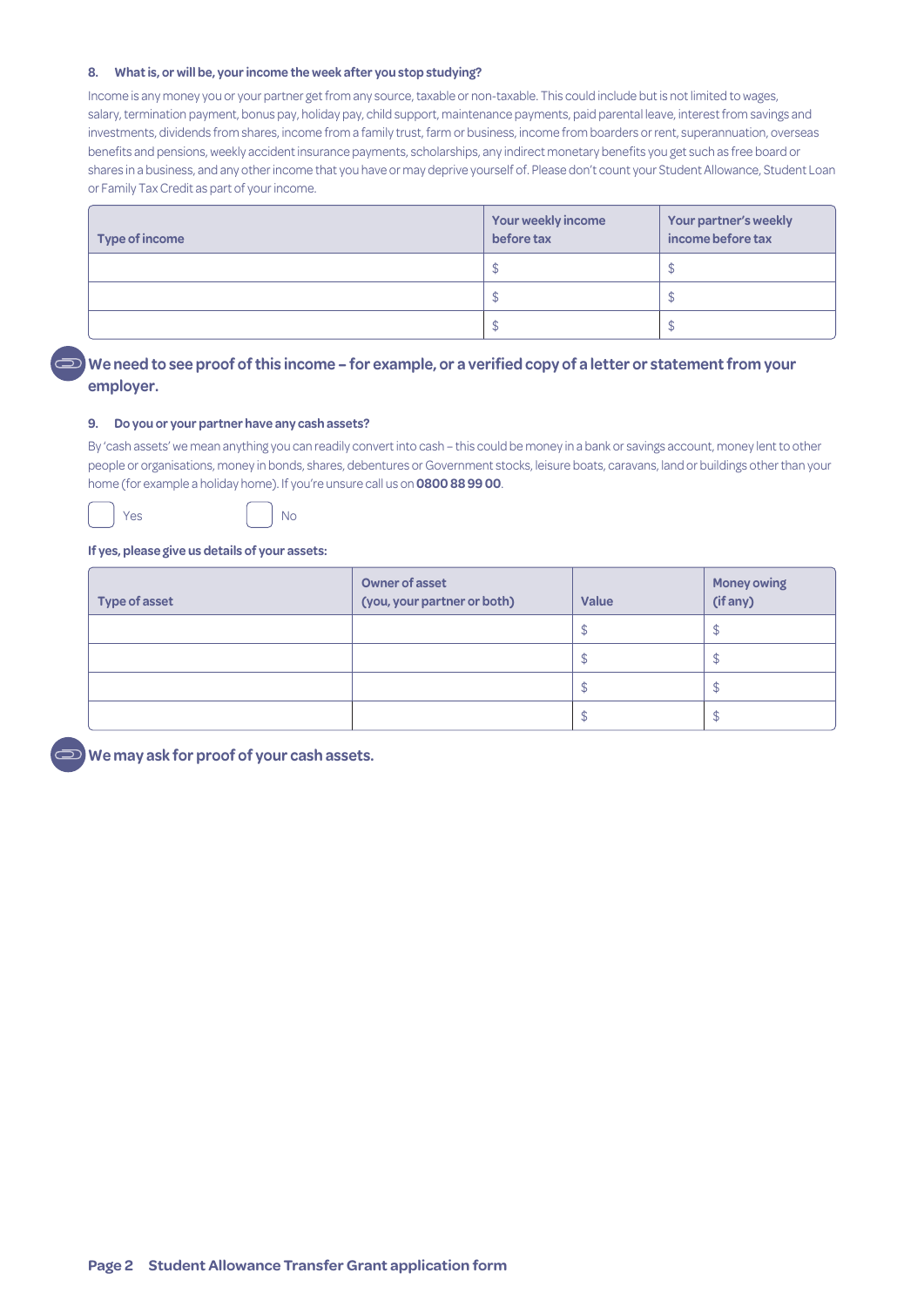**8. What is, or will be, your income the week after you stop studying?**

Income is any money you or your partner get from any source, taxable or non-taxable. This could include but is not limited to wages, salary, termination payment, bonus pay, holiday pay, child support, maintenance payments, paid parental leave, interest from savings and investments, dividends from shares, income from a family trust, farm or business, income from boarders or rent, superannuation, overseas benefits and pensions, weekly accident insurance payments, scholarships, any indirect monetary benefits you get such as free board or shares in a business, and any other income that you have or may deprive yourself of. Please don't count your Student Allowance, Student Loan or Family Tax Credit as part of your income.

| Type of income | Your weekly income before tax | Your partner's weekly income before tax |
|---|---|---|
| | $ | $ |
| | $ | $ |
| | $ | $ |

**We need to see proof of this income – for example, or a verified copy of a letter or statement from your employer.**

**9. Do you or your partner have any cash assets?**

By 'cash assets' we mean anything you can readily convert into cash – this could be money in a bank or savings account, money lent to other people or organisations, money in bonds, shares, debentures or Government stocks, leisure boats, caravans, land or buildings other than your home (for example a holiday home). If you're unsure call us on **0800 88 99 00**.

☐ Yes ☐ No

**If yes, please give us details of your assets:**

| Type of asset | Owner of asset (you, your partner or both) | Value | Money owing (if any) |
|---|---|---|---|
| | | $ | $ |
| | | $ | $ |
| | | $ | $ |
| | | $ | $ |

**We may ask for proof of your cash assets.**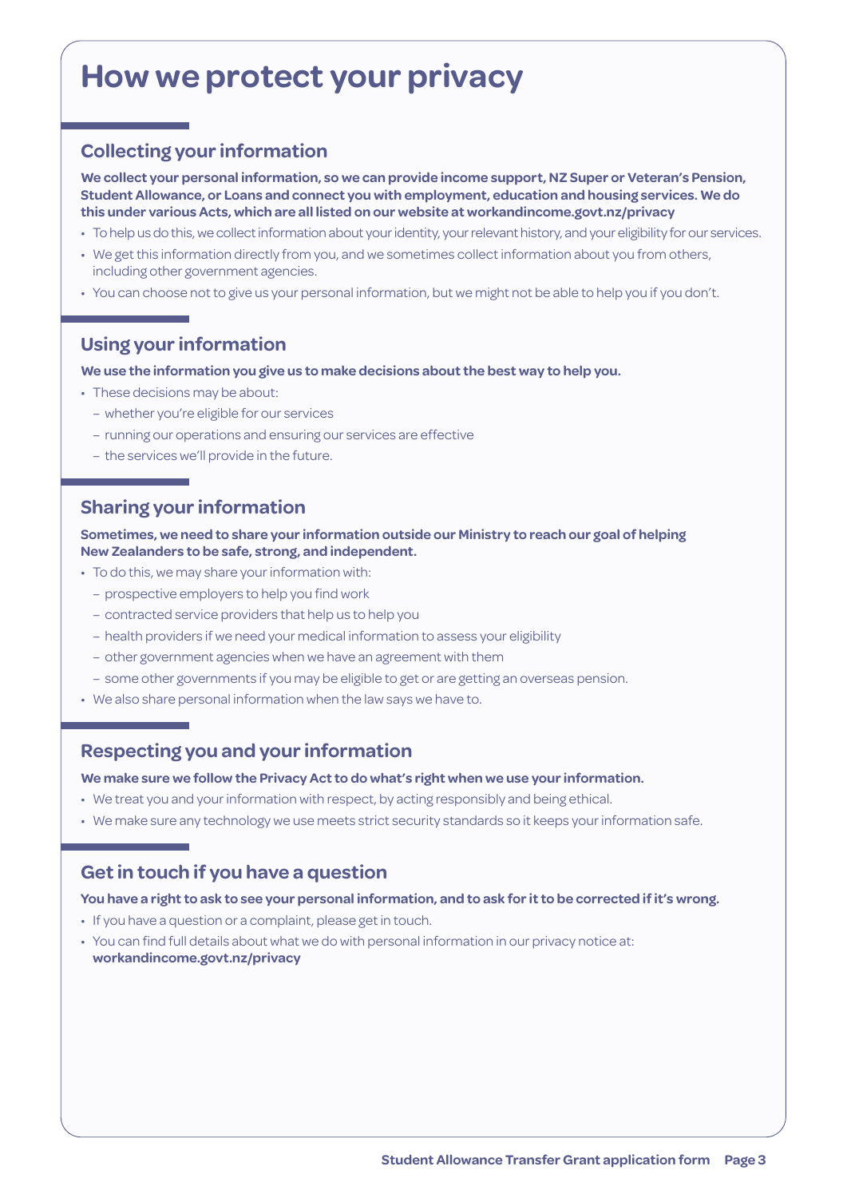# How we protect your privacy

## Collecting your information

**We collect your personal information, so we can provide income support, NZ Super or Veteran's Pension, Student Allowance, or Loans and connect you with employment, education and housing services. We do this under various Acts, which are all listed on our website at workandincome.govt.nz/privacy**

- To help us do this, we collect information about your identity, your relevant history, and your eligibility for our services.
- We get this information directly from you, and we sometimes collect information about you from others, including other government agencies.
- You can choose not to give us your personal information, but we might not be able to help you if you don't.

## Using your information

**We use the information you give us to make decisions about the best way to help you.**

- These decisions may be about:
  - whether you're eligible for our services
  - running our operations and ensuring our services are effective
  - the services we'll provide in the future.

## Sharing your information

**Sometimes, we need to share your information outside our Ministry to reach our goal of helping New Zealanders to be safe, strong, and independent.**

- To do this, we may share your information with:
  - prospective employers to help you find work
  - contracted service providers that help us to help you
  - health providers if we need your medical information to assess your eligibility
  - other government agencies when we have an agreement with them
  - some other governments if you may be eligible to get or are getting an overseas pension.
- We also share personal information when the law says we have to.

## Respecting you and your information

**We make sure we follow the Privacy Act to do what's right when we use your information.**

- We treat you and your information with respect, by acting responsibly and being ethical.
- We make sure any technology we use meets strict security standards so it keeps your information safe.

## Get in touch if you have a question

**You have a right to ask to see your personal information, and to ask for it to be corrected if it's wrong.**

- If you have a question or a complaint, please get in touch.
- You can find full details about what we do with personal information in our privacy notice at: **workandincome.govt.nz/privacy**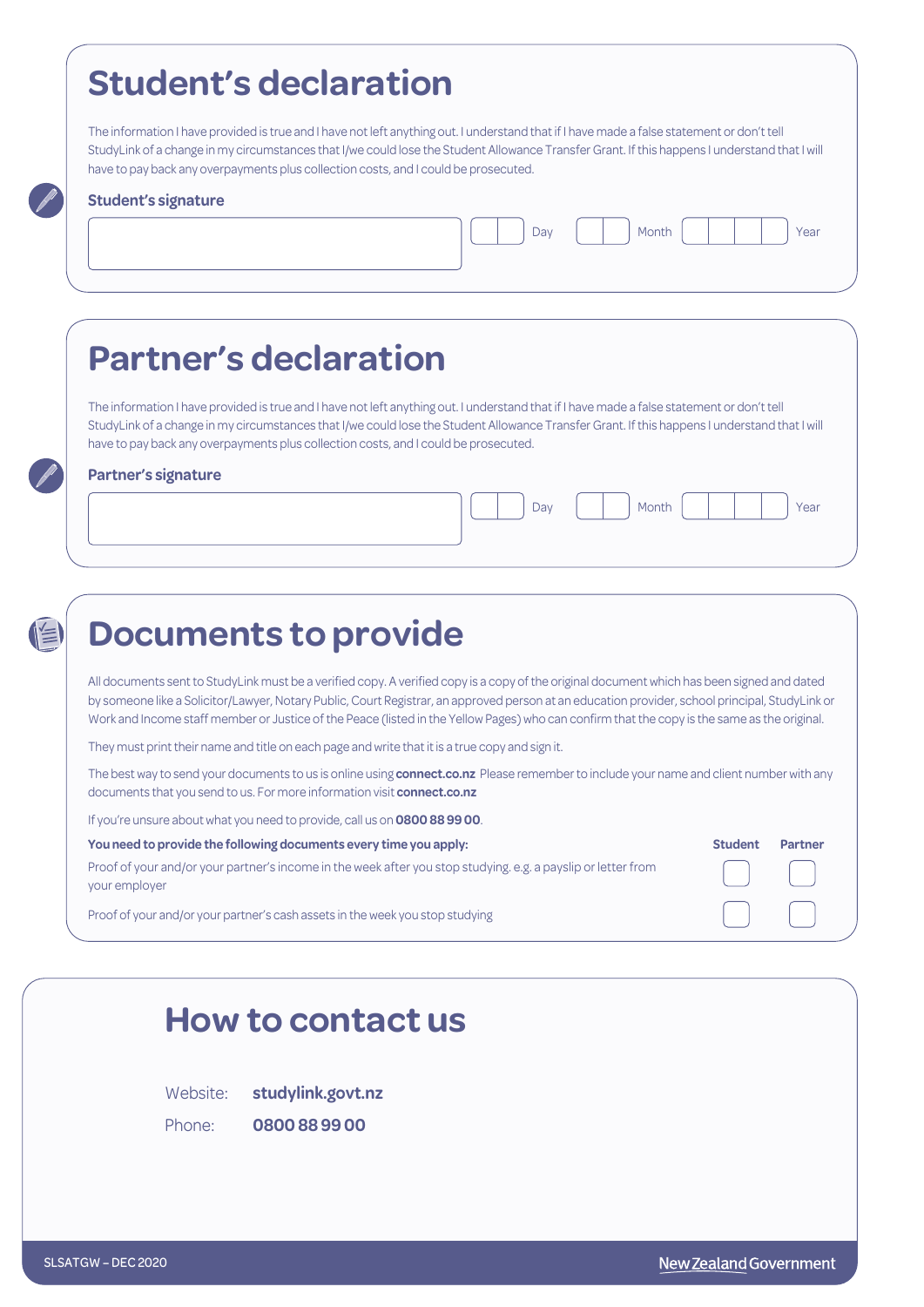# Student's declaration

The information I have provided is true and I have not left anything out. I understand that if I have made a false statement or don't tell StudyLink of a change in my circumstances that I/we could lose the Student Allowance Transfer Grant. If this happens I understand that I will have to pay back any overpayments plus collection costs, and I could be prosecuted.

**Student's signature**

Day Month Year

# Partner's declaration

The information I have provided is true and I have not left anything out. I understand that if I have made a false statement or don't tell StudyLink of a change in my circumstances that I/we could lose the Student Allowance Transfer Grant. If this happens I understand that I will have to pay back any overpayments plus collection costs, and I could be prosecuted.

**Partner's signature**

Day Month Year

# Documents to provide

All documents sent to StudyLink must be a verified copy. A verified copy is a copy of the original document which has been signed and dated by someone like a Solicitor/Lawyer, Notary Public, Court Registrar, an approved person at an education provider, school principal, StudyLink or Work and Income staff member or Justice of the Peace (listed in the Yellow Pages) who can confirm that the copy is the same as the original.

They must print their name and title on each page and write that it is a true copy and sign it.

The best way to send your documents to us is online using **connect.co.nz** Please remember to include your name and client number with any documents that you send to us. For more information visit **connect.co.nz**

If you're unsure about what you need to provide, call us on **0800 88 99 00**.

| You need to provide the following documents every time you apply: | Student | Partner |
|---|---|---|
| Proof of your and/or your partner's income in the week after you stop studying. e.g. a payslip or letter from your employer | ☐ | ☐ |
| Proof of your and/or your partner's cash assets in the week you stop studying | ☐ | ☐ |

# How to contact us

Website: **studylink.govt.nz**

Phone: **0800 88 99 00**

SLSATGW – DEC 2020

New Zealand Government